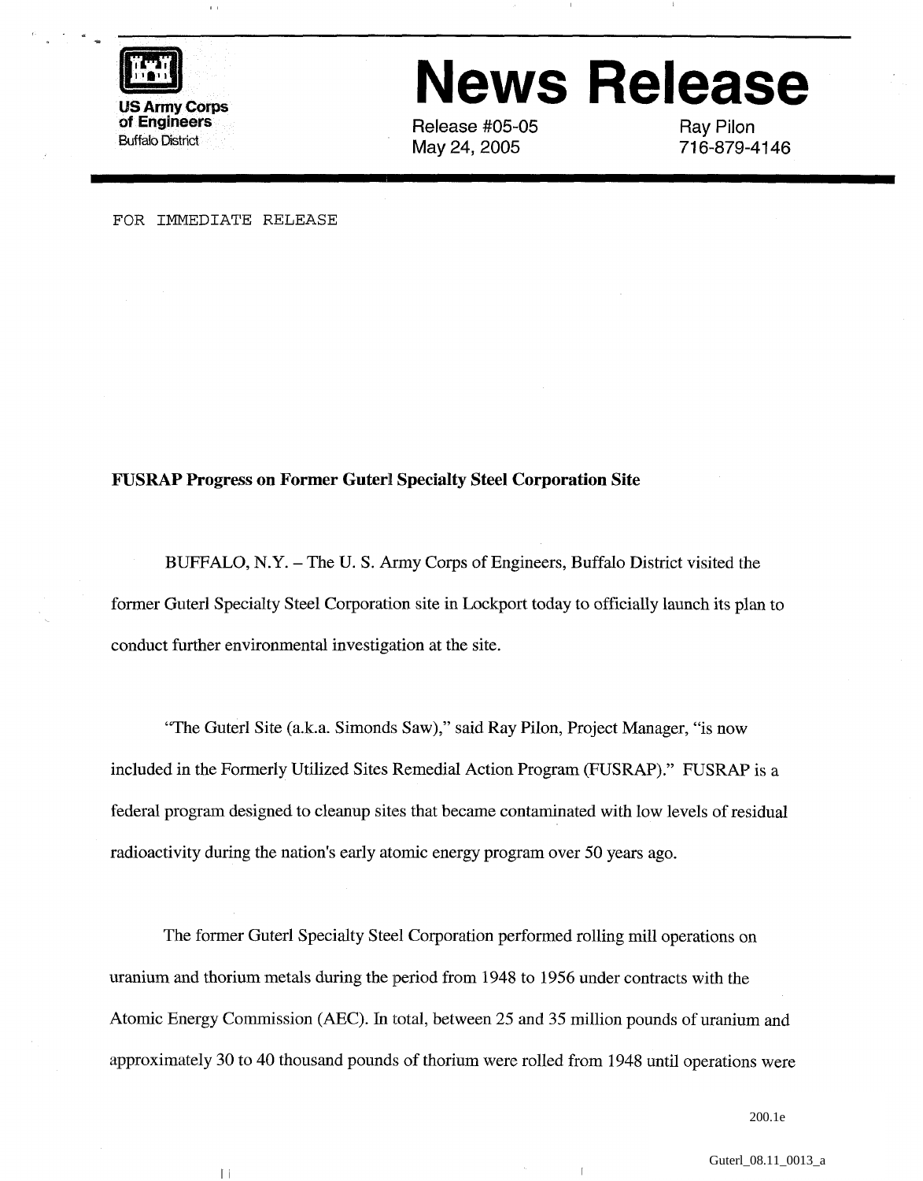**US Army Corps of Engineers**
Buffalo District

# News Release

Release #05-05
May 24, 2005

Ray Pilon
716-879-4146

FOR IMMEDIATE RELEASE

**FUSRAP Progress on Former Guterl Specialty Steel Corporation Site**

BUFFALO, N.Y. – The U. S. Army Corps of Engineers, Buffalo District visited the former Guterl Specialty Steel Corporation site in Lockport today to officially launch its plan to conduct further environmental investigation at the site.

"The Guterl Site (a.k.a. Simonds Saw)," said Ray Pilon, Project Manager, "is now included in the Formerly Utilized Sites Remedial Action Program (FUSRAP)." FUSRAP is a federal program designed to cleanup sites that became contaminated with low levels of residual radioactivity during the nation's early atomic energy program over 50 years ago.

The former Guterl Specialty Steel Corporation performed rolling mill operations on uranium and thorium metals during the period from 1948 to 1956 under contracts with the Atomic Energy Commission (AEC). In total, between 25 and 35 million pounds of uranium and approximately 30 to 40 thousand pounds of thorium were rolled from 1948 until operations were

200.1e

Guterl_08.11_0013_a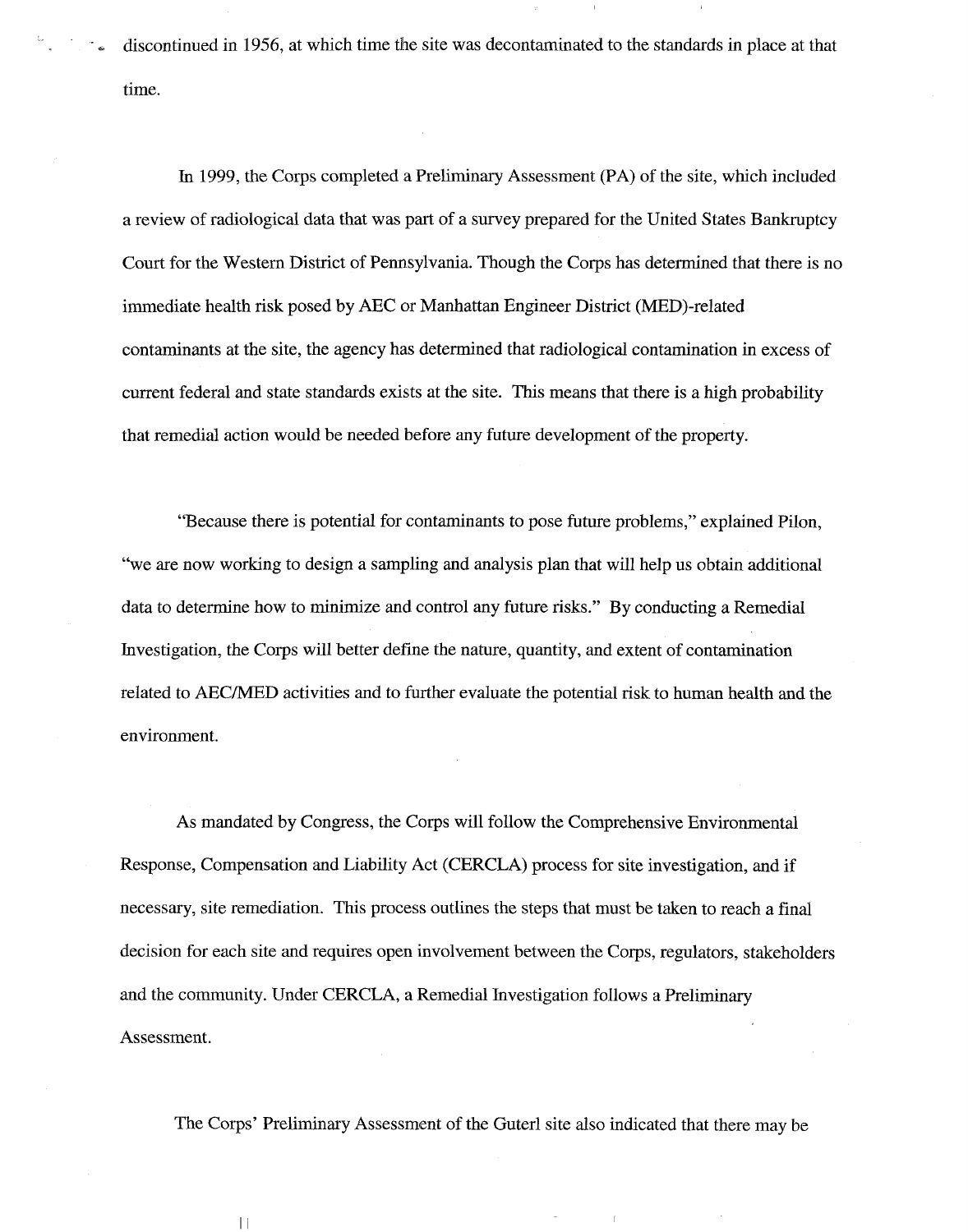discontinued in 1956, at which time the site was decontaminated to the standards in place at that time.

In 1999, the Corps completed a Preliminary Assessment (PA) of the site, which included a review of radiological data that was part of a survey prepared for the United States Bankruptcy Court for the Western District of Pennsylvania. Though the Corps has determined that there is no immediate health risk posed by AEC or Manhattan Engineer District (MED)-related contaminants at the site, the agency has determined that radiological contamination in excess of current federal and state standards exists at the site. This means that there is a high probability that remedial action would be needed before any future development of the property.

"Because there is potential for contaminants to pose future problems," explained Pilon, "we are now working to design a sampling and analysis plan that will help us obtain additional data to determine how to minimize and control any future risks." By conducting a Remedial Investigation, the Corps will better define the nature, quantity, and extent of contamination related to AEC/MED activities and to further evaluate the potential risk to human health and the environment.

As mandated by Congress, the Corps will follow the Comprehensive Environmental Response, Compensation and Liability Act (CERCLA) process for site investigation, and if necessary, site remediation. This process outlines the steps that must be taken to reach a final decision for each site and requires open involvement between the Corps, regulators, stakeholders and the community. Under CERCLA, a Remedial Investigation follows a Preliminary Assessment.

The Corps' Preliminary Assessment of the Guterl site also indicated that there may be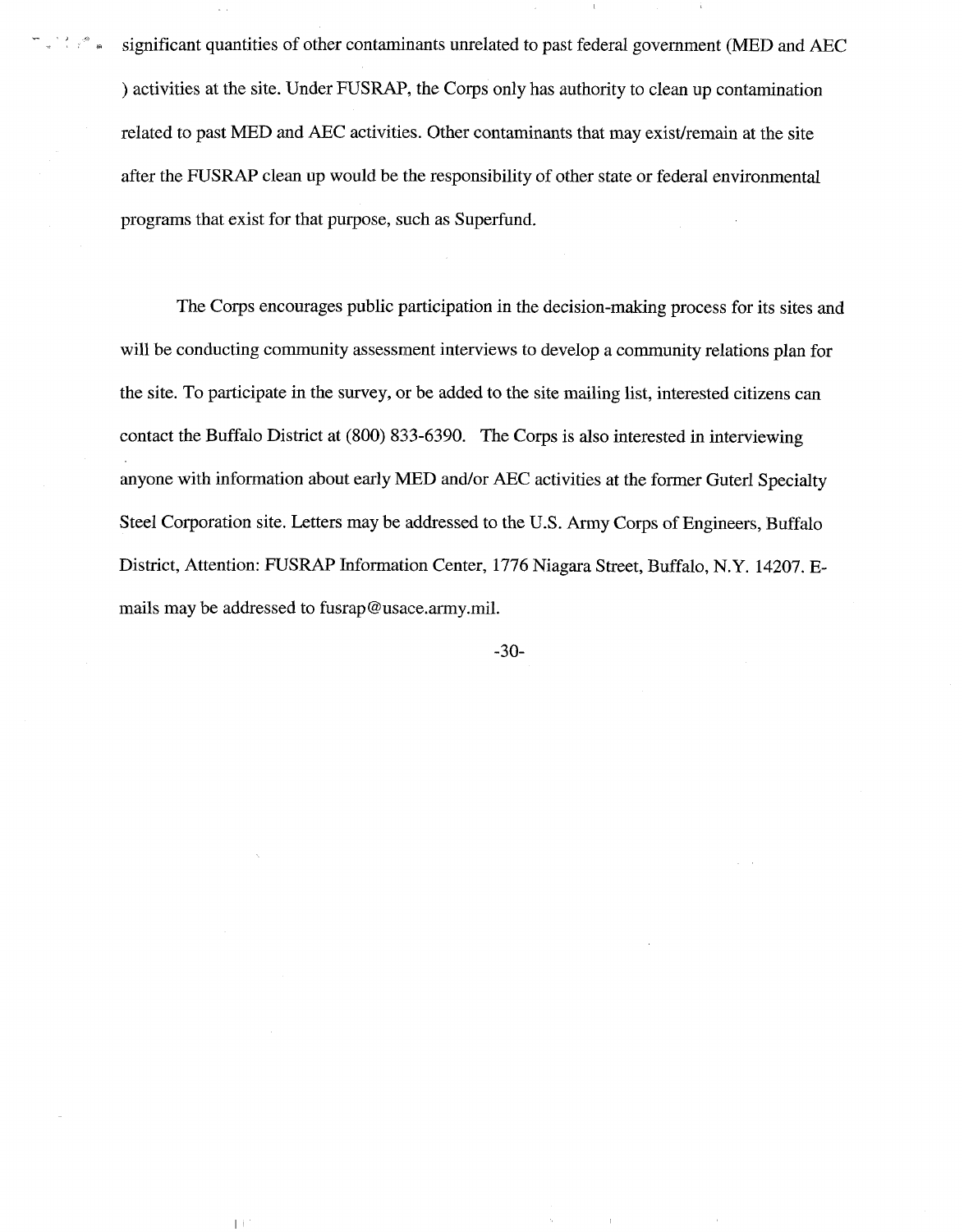significant quantities of other contaminants unrelated to past federal government (MED and AEC ) activities at the site. Under FUSRAP, the Corps only has authority to clean up contamination related to past MED and AEC activities. Other contaminants that may exist/remain at the site after the FUSRAP clean up would be the responsibility of other state or federal environmental programs that exist for that purpose, such as Superfund.

The Corps encourages public participation in the decision-making process for its sites and will be conducting community assessment interviews to develop a community relations plan for the site. To participate in the survey, or be added to the site mailing list, interested citizens can contact the Buffalo District at (800) 833-6390. The Corps is also interested in interviewing anyone with information about early MED and/or AEC activities at the former Guterl Specialty Steel Corporation site. Letters may be addressed to the U.S. Army Corps of Engineers, Buffalo District, Attention: FUSRAP Information Center, 1776 Niagara Street, Buffalo, N.Y. 14207. E-mails may be addressed to fusrap@usace.army.mil.

-30-